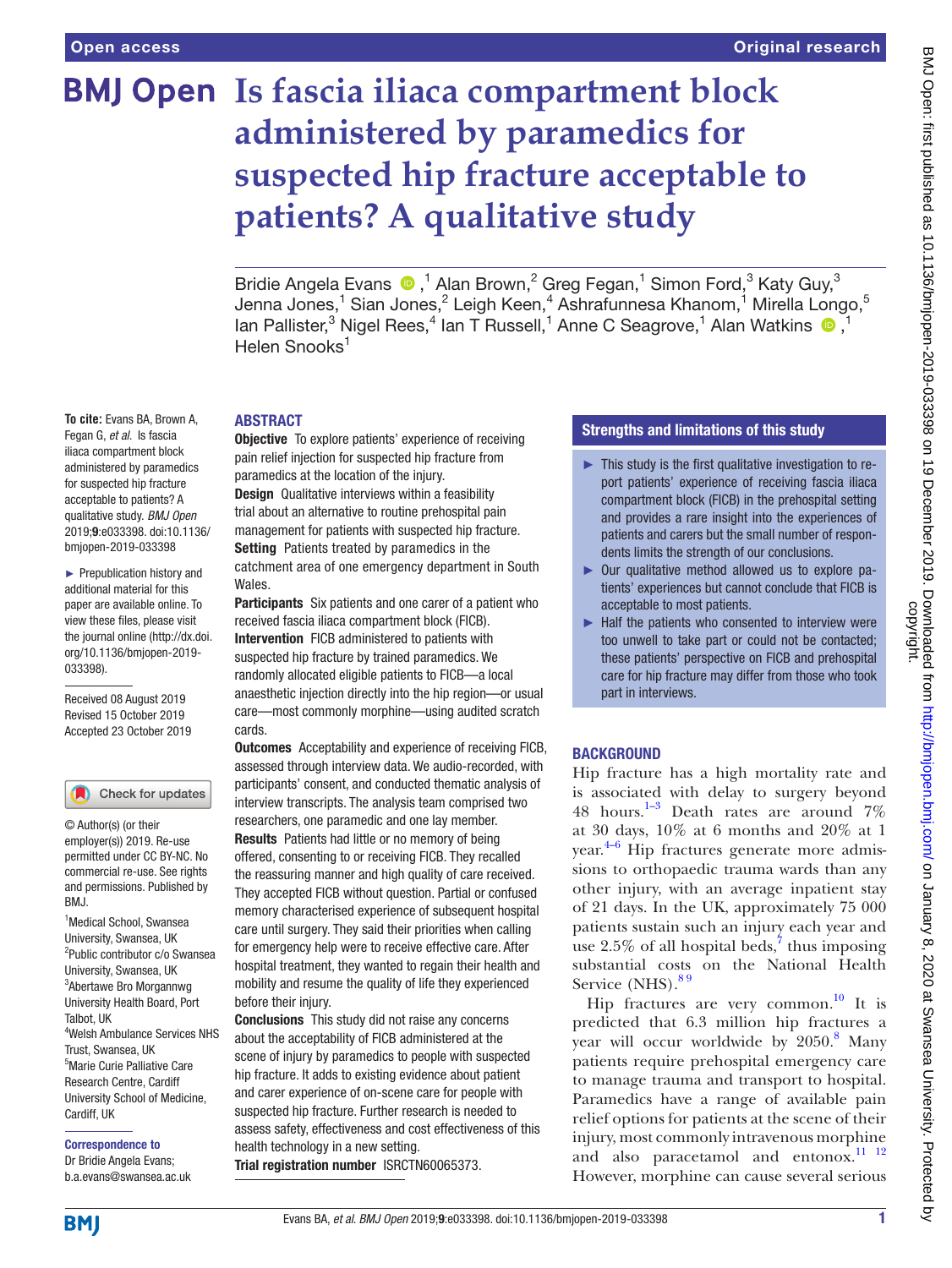# Is fascia iliaca compartment block administered by paramedics for suspected hip fracture acceptable to patients? A qualitative study

Bridie Angela Evans ,[1] Alan Brown,[2] Greg Fegan,[1] Simon Ford,[3] Katy Guy,[3] Jenna Jones,[1] Sian Jones,[2] Leigh Keen,[4] Ashrafunnesa Khanom,[1] Mirella Longo,[5] Ian Pallister,[3] Nigel Rees,[4] Ian T Russell,[1] Anne C Seagrove,[1] Alan Watkins ,[1] Helen Snooks[1]

**To cite:** Evans BA, Brown A, Fegan G, *et al.* Is fascia iliaca compartment block administered by paramedics for suspected hip fracture acceptable to patients? A qualitative study. *BMJ Open* 2019;**9**:e033398. doi:10.1136/bmjopen-2019-033398

► Prepublication history and additional material for this paper are available online. To view these files, please visit the journal online (http://dx.doi.org/10.1136/bmjopen-2019-033398).

Received 08 August 2019
Revised 15 October 2019
Accepted 23 October 2019

© Author(s) (or their employer(s)) 2019. Re-use permitted under CC BY-NC. No commercial re-use. See rights and permissions. Published by BMJ.

[1]Medical School, Swansea University, Swansea, UK
[2]Public contributor c/o Swansea University, Swansea, UK
[3]Abertawe Bro Morgannwg University Health Board, Port Talbot, UK
[4]Welsh Ambulance Services NHS Trust, Swansea, UK
[5]Marie Curie Palliative Care Research Centre, Cardiff University School of Medicine, Cardiff, UK

**Correspondence to**
Dr Bridie Angela Evans;
b.a.evans@swansea.ac.uk

## ABSTRACT

**Objective** To explore patients' experience of receiving pain relief injection for suspected hip fracture from paramedics at the location of the injury.

**Design** Qualitative interviews within a feasibility trial about an alternative to routine prehospital pain management for patients with suspected hip fracture.

**Setting** Patients treated by paramedics in the catchment area of one emergency department in South Wales.

**Participants** Six patients and one carer of a patient who received fascia iliaca compartment block (FICB).

**Intervention** FICB administered to patients with suspected hip fracture by trained paramedics. We randomly allocated eligible patients to FICB—a local anaesthetic injection directly into the hip region—or usual care—most commonly morphine—using audited scratch cards.

**Outcomes** Acceptability and experience of receiving FICB, assessed through interview data. We audio-recorded, with participants' consent, and conducted thematic analysis of interview transcripts. The analysis team comprised two researchers, one paramedic and one lay member.

**Results** Patients had little or no memory of being offered, consenting to or receiving FICB. They recalled the reassuring manner and high quality of care received. They accepted FICB without question. Partial or confused memory characterised experience of subsequent hospital care until surgery. They said their priorities when calling for emergency help were to receive effective care. After hospital treatment, they wanted to regain their health and mobility and resume the quality of life they experienced before their injury.

**Conclusions** This study did not raise any concerns about the acceptability of FICB administered at the scene of injury by paramedics to people with suspected hip fracture. It adds to existing evidence about patient and carer experience of on-scene care for people with suspected hip fracture. Further research is needed to assess safety, effectiveness and cost effectiveness of this health technology in a new setting.

**Trial registration number** ISRCTN60065373.

## Strengths and limitations of this study

- ► This study is the first qualitative investigation to report patients' experience of receiving fascia iliaca compartment block (FICB) in the prehospital setting and provides a rare insight into the experiences of patients and carers but the small number of respondents limits the strength of our conclusions.
- ► Our qualitative method allowed us to explore patients' experiences but cannot conclude that FICB is acceptable to most patients.
- ► Half the patients who consented to interview were too unwell to take part or could not be contacted; these patients' perspective on FICB and prehospital care for hip fracture may differ from those who took part in interviews.

## BACKGROUND

Hip fracture has a high mortality rate and is associated with delay to surgery beyond 48 hours.[1–3] Death rates are around 7% at 30 days, 10% at 6 months and 20% at 1 year.[4–6] Hip fractures generate more admissions to orthopaedic trauma wards than any other injury, with an average inpatient stay of 21 days. In the UK, approximately 75 000 patients sustain such an injury each year and use 2.5% of all hospital beds,[7] thus imposing substantial costs on the National Health Service (NHS).[8,9]

Hip fractures are very common.[10] It is predicted that 6.3 million hip fractures a year will occur worldwide by 2050.[8] Many patients require prehospital emergency care to manage trauma and transport to hospital. Paramedics have a range of available pain relief options for patients at the scene of their injury, most commonly intravenous morphine and also paracetamol and entonox.[11,12] However, morphine can cause several serious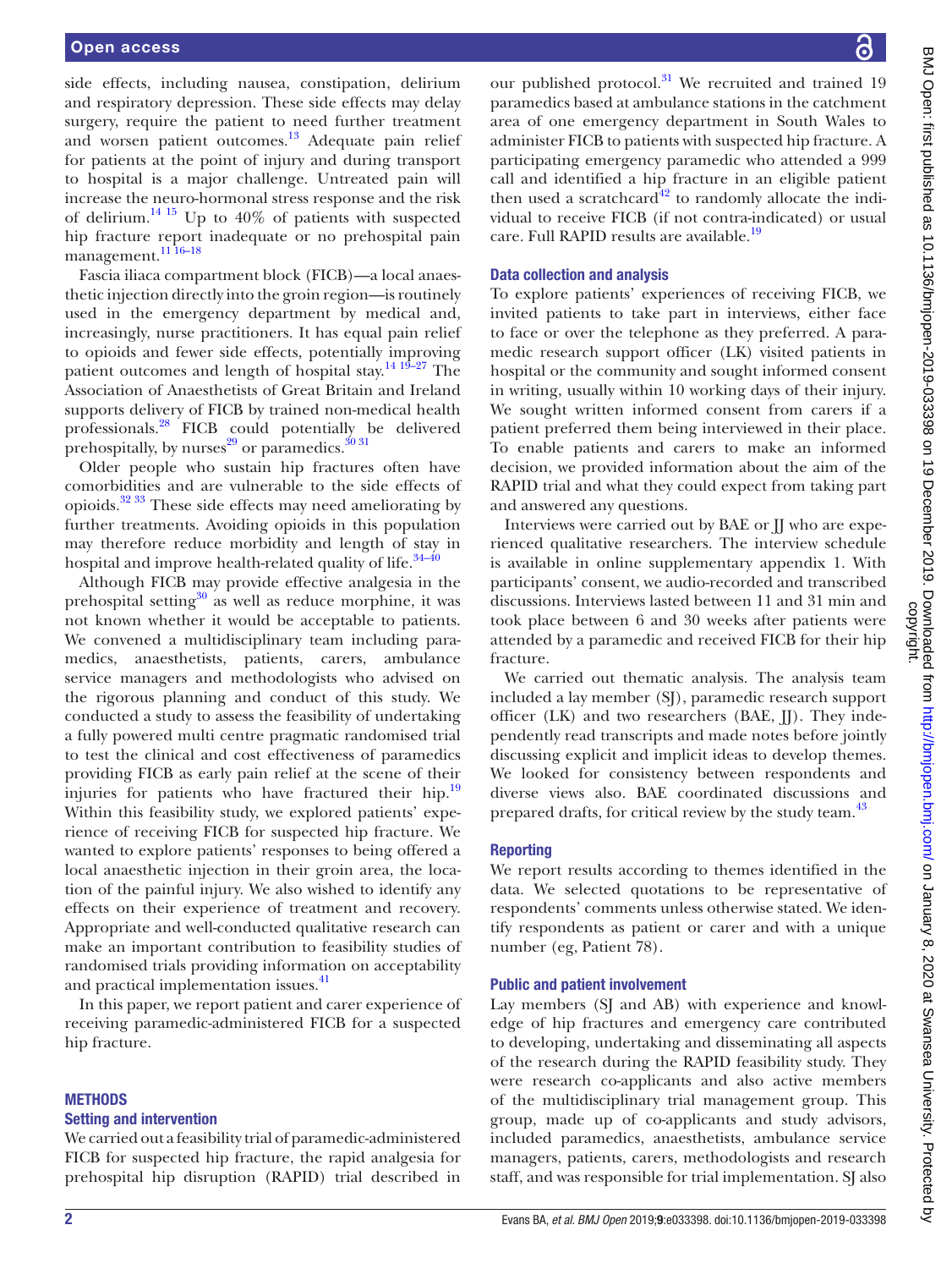side effects, including nausea, constipation, delirium and respiratory depression. These side effects may delay surgery, require the patient to need further treatment and worsen patient outcomes.[13] Adequate pain relief for patients at the point of injury and during transport to hospital is a major challenge. Untreated pain will increase the neuro-hormonal stress response and the risk of delirium.[14 15] Up to 40% of patients with suspected hip fracture report inadequate or no prehospital pain management.[11 16–18]

Fascia iliaca compartment block (FICB)—a local anaesthetic injection directly into the groin region—is routinely used in the emergency department by medical and, increasingly, nurse practitioners. It has equal pain relief to opioids and fewer side effects, potentially improving patient outcomes and length of hospital stay.[14 19–27] The Association of Anaesthetists of Great Britain and Ireland supports delivery of FICB by trained non-medical health professionals.[28] FICB could potentially be delivered prehospitally, by nurses[29] or paramedics.[30 31]

Older people who sustain hip fractures often have comorbidities and are vulnerable to the side effects of opioids.[32 33] These side effects may need ameliorating by further treatments. Avoiding opioids in this population may therefore reduce morbidity and length of stay in hospital and improve health-related quality of life.[34–40]

Although FICB may provide effective analgesia in the prehospital setting[30] as well as reduce morphine, it was not known whether it would be acceptable to patients. We convened a multidisciplinary team including paramedics, anaesthetists, patients, carers, ambulance service managers and methodologists who advised on the rigorous planning and conduct of this study. We conducted a study to assess the feasibility of undertaking a fully powered multi centre pragmatic randomised trial to test the clinical and cost effectiveness of paramedics providing FICB as early pain relief at the scene of their injuries for patients who have fractured their hip.[19] Within this feasibility study, we explored patients' experience of receiving FICB for suspected hip fracture. We wanted to explore patients' responses to being offered a local anaesthetic injection in their groin area, the location of the painful injury. We also wished to identify any effects on their experience of treatment and recovery. Appropriate and well-conducted qualitative research can make an important contribution to feasibility studies of randomised trials providing information on acceptability and practical implementation issues.[41]

In this paper, we report patient and carer experience of receiving paramedic-administered FICB for a suspected hip fracture.

## METHODS

### Setting and intervention

We carried out a feasibility trial of paramedic-administered FICB for suspected hip fracture, the rapid analgesia for prehospital hip disruption (RAPID) trial described in our published protocol.[31] We recruited and trained 19 paramedics based at ambulance stations in the catchment area of one emergency department in South Wales to administer FICB to patients with suspected hip fracture. A participating emergency paramedic who attended a 999 call and identified a hip fracture in an eligible patient then used a scratchcard[42] to randomly allocate the individual to receive FICB (if not contra-indicated) or usual care. Full RAPID results are available.[19]

### Data collection and analysis

To explore patients' experiences of receiving FICB, we invited patients to take part in interviews, either face to face or over the telephone as they preferred. A paramedic research support officer (LK) visited patients in hospital or the community and sought informed consent in writing, usually within 10 working days of their injury. We sought written informed consent from carers if a patient preferred them being interviewed in their place. To enable patients and carers to make an informed decision, we provided information about the aim of the RAPID trial and what they could expect from taking part and answered any questions.

Interviews were carried out by BAE or JJ who are experienced qualitative researchers. The interview schedule is available in online supplementary appendix 1. With participants' consent, we audio-recorded and transcribed discussions. Interviews lasted between 11 and 31 min and took place between 6 and 30 weeks after patients were attended by a paramedic and received FICB for their hip fracture.

We carried out thematic analysis. The analysis team included a lay member (SJ), paramedic research support officer (LK) and two researchers (BAE, JJ). They independently read transcripts and made notes before jointly discussing explicit and implicit ideas to develop themes. We looked for consistency between respondents and diverse views also. BAE coordinated discussions and prepared drafts, for critical review by the study team.[43]

### Reporting

We report results according to themes identified in the data. We selected quotations to be representative of respondents' comments unless otherwise stated. We identify respondents as patient or carer and with a unique number (eg, Patient 78).

### Public and patient involvement

Lay members (SJ and AB) with experience and knowledge of hip fractures and emergency care contributed to developing, undertaking and disseminating all aspects of the research during the RAPID feasibility study. They were research co-applicants and also active members of the multidisciplinary trial management group. This group, made up of co-applicants and study advisors, included paramedics, anaesthetists, ambulance service managers, patients, carers, methodologists and research staff, and was responsible for trial implementation. SJ also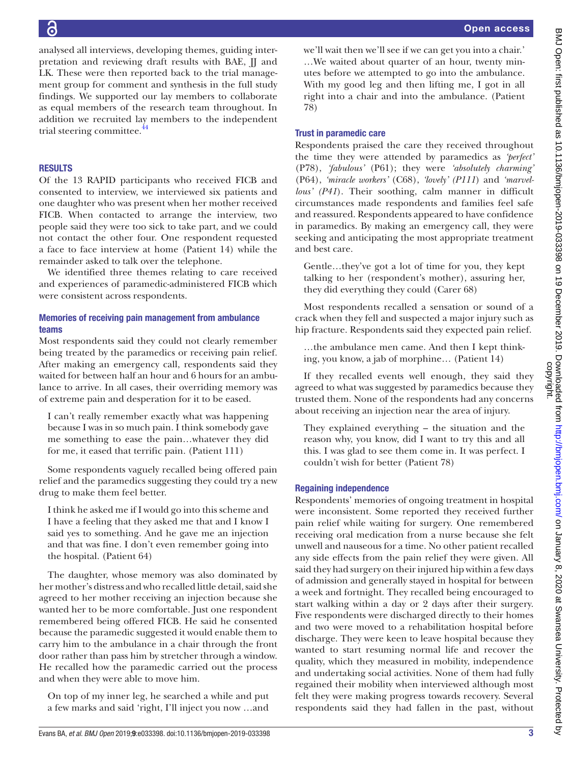analysed all interviews, developing themes, guiding interpretation and reviewing draft results with BAE, JJ and LK. These were then reported back to the trial management group for comment and synthesis in the full study findings. We supported our lay members to collaborate as equal members of the research team throughout. In addition we recruited lay members to the independent trial steering committee.[44]

## RESULTS

Of the 13 RAPID participants who received FICB and consented to interview, we interviewed six patients and one daughter who was present when her mother received FICB. When contacted to arrange the interview, two people said they were too sick to take part, and we could not contact the other four. One respondent requested a face to face interview at home (Patient 14) while the remainder asked to talk over the telephone.

We identified three themes relating to care received and experiences of paramedic-administered FICB which were consistent across respondents.

### Memories of receiving pain management from ambulance teams

Most respondents said they could not clearly remember being treated by the paramedics or receiving pain relief. After making an emergency call, respondents said they waited for between half an hour and 6 hours for an ambulance to arrive. In all cases, their overriding memory was of extreme pain and desperation for it to be eased.

> I can't really remember exactly what was happening because I was in so much pain. I think somebody gave me something to ease the pain…whatever they did for me, it eased that terrific pain. (Patient 111)

Some respondents vaguely recalled being offered pain relief and the paramedics suggesting they could try a new drug to make them feel better.

> I think he asked me if I would go into this scheme and I have a feeling that they asked me that and I know I said yes to something. And he gave me an injection and that was fine. I don't even remember going into the hospital. (Patient 64)

The daughter, whose memory was also dominated by her mother's distress and who recalled little detail, said she agreed to her mother receiving an injection because she wanted her to be more comfortable. Just one respondent remembered being offered FICB. He said he consented because the paramedic suggested it would enable them to carry him to the ambulance in a chair through the front door rather than pass him by stretcher through a window. He recalled how the paramedic carried out the process and when they were able to move him.

> On top of my inner leg, he searched a while and put a few marks and said 'right, I'll inject you now …and we'll wait then we'll see if we can get you into a chair.' …We waited about quarter of an hour, twenty minutes before we attempted to go into the ambulance. With my good leg and then lifting me, I got in all right into a chair and into the ambulance. (Patient 78)

### Trust in paramedic care

Respondents praised the care they received throughout the time they were attended by paramedics as *'perfect'* (P78), *'fabulous'* (P61); they were *'absolutely charming'* (P64), *'miracle workers'* (C68), *'lovely' (P111)* and *'marvellous' (P41)*. Their soothing, calm manner in difficult circumstances made respondents and families feel safe and reassured. Respondents appeared to have confidence in paramedics. By making an emergency call, they were seeking and anticipating the most appropriate treatment and best care.

> Gentle…they've got a lot of time for you, they kept talking to her (respondent's mother), assuring her, they did everything they could (Carer 68)

Most respondents recalled a sensation or sound of a crack when they fell and suspected a major injury such as hip fracture. Respondents said they expected pain relief.

> …the ambulance men came. And then I kept thinking, you know, a jab of morphine… (Patient 14)

If they recalled events well enough, they said they agreed to what was suggested by paramedics because they trusted them. None of the respondents had any concerns about receiving an injection near the area of injury.

> They explained everything – the situation and the reason why, you know, did I want to try this and all this. I was glad to see them come in. It was perfect. I couldn't wish for better (Patient 78)

### Regaining independence

Respondents' memories of ongoing treatment in hospital were inconsistent. Some reported they received further pain relief while waiting for surgery. One remembered receiving oral medication from a nurse because she felt unwell and nauseous for a time. No other patient recalled any side effects from the pain relief they were given. All said they had surgery on their injured hip within a few days of admission and generally stayed in hospital for between a week and fortnight. They recalled being encouraged to start walking within a day or 2 days after their surgery. Five respondents were discharged directly to their homes and two were moved to a rehabilitation hospital before discharge. They were keen to leave hospital because they wanted to start resuming normal life and recover the quality, which they measured in mobility, independence and undertaking social activities. None of them had fully regained their mobility when interviewed although most felt they were making progress towards recovery. Several respondents said they had fallen in the past, without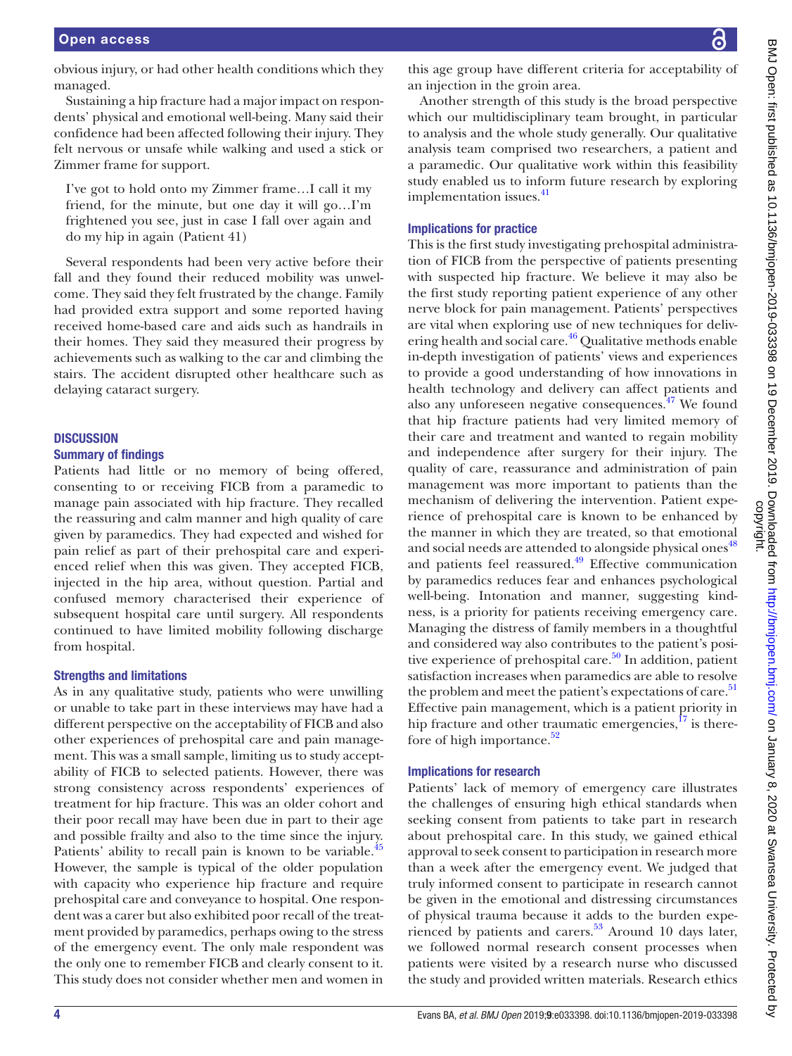obvious injury, or had other health conditions which they managed.

Sustaining a hip fracture had a major impact on respondents' physical and emotional well-being. Many said their confidence had been affected following their injury. They felt nervous or unsafe while walking and used a stick or Zimmer frame for support.

> I've got to hold onto my Zimmer frame…I call it my friend, for the minute, but one day it will go…I'm frightened you see, just in case I fall over again and do my hip in again (Patient 41)

Several respondents had been very active before their fall and they found their reduced mobility was unwelcome. They said they felt frustrated by the change. Family had provided extra support and some reported having received home-based care and aids such as handrails in their homes. They said they measured their progress by achievements such as walking to the car and climbing the stairs. The accident disrupted other healthcare such as delaying cataract surgery.

## DISCUSSION

### Summary of findings

Patients had little or no memory of being offered, consenting to or receiving FICB from a paramedic to manage pain associated with hip fracture. They recalled the reassuring and calm manner and high quality of care given by paramedics. They had expected and wished for pain relief as part of their prehospital care and experienced relief when this was given. They accepted FICB, injected in the hip area, without question. Partial and confused memory characterised their experience of subsequent hospital care until surgery. All respondents continued to have limited mobility following discharge from hospital.

### Strengths and limitations

As in any qualitative study, patients who were unwilling or unable to take part in these interviews may have had a different perspective on the acceptability of FICB and also other experiences of prehospital care and pain management. This was a small sample, limiting us to study acceptability of FICB to selected patients. However, there was strong consistency across respondents' experiences of treatment for hip fracture. This was an older cohort and their poor recall may have been due in part to their age and possible frailty and also to the time since the injury. Patients' ability to recall pain is known to be variable.[45] However, the sample is typical of the older population with capacity who experience hip fracture and require prehospital care and conveyance to hospital. One respondent was a carer but also exhibited poor recall of the treatment provided by paramedics, perhaps owing to the stress of the emergency event. The only male respondent was the only one to remember FICB and clearly consent to it. This study does not consider whether men and women in this age group have different criteria for acceptability of an injection in the groin area.

Another strength of this study is the broad perspective which our multidisciplinary team brought, in particular to analysis and the whole study generally. Our qualitative analysis team comprised two researchers, a patient and a paramedic. Our qualitative work within this feasibility study enabled us to inform future research by exploring implementation issues.[41]

### Implications for practice

This is the first study investigating prehospital administration of FICB from the perspective of patients presenting with suspected hip fracture. We believe it may also be the first study reporting patient experience of any other nerve block for pain management. Patients' perspectives are vital when exploring use of new techniques for delivering health and social care.[46] Qualitative methods enable in-depth investigation of patients' views and experiences to provide a good understanding of how innovations in health technology and delivery can affect patients and also any unforeseen negative consequences.[47] We found that hip fracture patients had very limited memory of their care and treatment and wanted to regain mobility and independence after surgery for their injury. The quality of care, reassurance and administration of pain management was more important to patients than the mechanism of delivering the intervention. Patient experience of prehospital care is known to be enhanced by the manner in which they are treated, so that emotional and social needs are attended to alongside physical ones[48] and patients feel reassured.[49] Effective communication by paramedics reduces fear and enhances psychological well-being. Intonation and manner, suggesting kindness, is a priority for patients receiving emergency care. Managing the distress of family members in a thoughtful and considered way also contributes to the patient's positive experience of prehospital care.[50] In addition, patient satisfaction increases when paramedics are able to resolve the problem and meet the patient's expectations of care.[51] Effective pain management, which is a patient priority in hip fracture and other traumatic emergencies,[17] is therefore of high importance.[52]

### Implications for research

Patients' lack of memory of emergency care illustrates the challenges of ensuring high ethical standards when seeking consent from patients to take part in research about prehospital care. In this study, we gained ethical approval to seek consent to participation in research more than a week after the emergency event. We judged that truly informed consent to participate in research cannot be given in the emotional and distressing circumstances of physical trauma because it adds to the burden experienced by patients and carers.[53] Around 10 days later, we followed normal research consent processes when patients were visited by a research nurse who discussed the study and provided written materials. Research ethics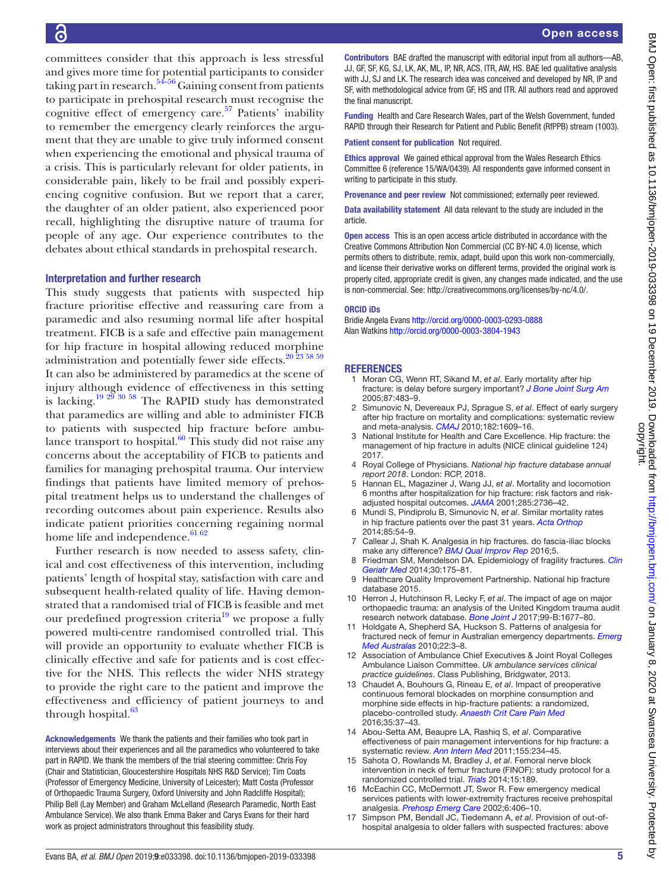committees consider that this approach is less stressful and gives more time for potential participants to consider taking part in research.[54–56] Gaining consent from patients to participate in prehospital research must recognise the cognitive effect of emergency care.[57] Patients' inability to remember the emergency clearly reinforces the argument that they are unable to give truly informed consent when experiencing the emotional and physical trauma of a crisis. This is particularly relevant for older patients, in considerable pain, likely to be frail and possibly experiencing cognitive confusion. But we report that a carer, the daughter of an older patient, also experienced poor recall, highlighting the disruptive nature of trauma for people of any age. Our experience contributes to the debates about ethical standards in prehospital research.

### Interpretation and further research

This study suggests that patients with suspected hip fracture prioritise effective and reassuring care from a paramedic and also resuming normal life after hospital treatment. FICB is a safe and effective pain management for hip fracture in hospital allowing reduced morphine administration and potentially fewer side effects.[20 23 58 59] It can also be administered by paramedics at the scene of injury although evidence of effectiveness in this setting is lacking.[19 29 30 58] The RAPID study has demonstrated that paramedics are willing and able to administer FICB to patients with suspected hip fracture before ambulance transport to hospital.[60] This study did not raise any concerns about the acceptability of FICB to patients and families for managing prehospital trauma. Our interview findings that patients have limited memory of prehospital treatment helps us to understand the challenges of recording outcomes about pain experience. Results also indicate patient priorities concerning regaining normal home life and independence.[61 62]

Further research is now needed to assess safety, clinical and cost effectiveness of this intervention, including patients' length of hospital stay, satisfaction with care and subsequent health-related quality of life. Having demonstrated that a randomised trial of FICB is feasible and met our predefined progression criteria[19] we propose a fully powered multi-centre randomised controlled trial. This will provide an opportunity to evaluate whether FICB is clinically effective and safe for patients and is cost effective for the NHS. This reflects the wider NHS strategy to provide the right care to the patient and improve the effectiveness and efficiency of patient journeys to and through hospital.[63]

**Acknowledgements** We thank the patients and their families who took part in interviews about their experiences and all the paramedics who volunteered to take part in RAPID. We thank the members of the trial steering committee: Chris Foy (Chair and Statistician, Gloucestershire Hospitals NHS R&D Service); Tim Coats (Professor of Emergency Medicine, University of Leicester); Matt Costa (Professor of Orthopaedic Trauma Surgery, Oxford University and John Radcliffe Hospital); Philip Bell (Lay Member) and Graham McLelland (Research Paramedic, North East Ambulance Service). We also thank Emma Baker and Carys Evans for their hard work as project administrators throughout this feasibility study.

**Contributors** BAE drafted the manuscript with editorial input from all authors—AB, JJ, GF, SF, KG, SJ, LK, AK, ML, IP, NR, ACS, ITR, AW, HS. BAE led qualitative analysis with JJ, SJ and LK. The research idea was conceived and developed by NR, IP and SF, with methodological advice from GF, HS and ITR. All authors read and approved the final manuscript.

**Funding** Health and Care Research Wales, part of the Welsh Government, funded RAPID through their Research for Patient and Public Benefit (RfPPB) stream (1003).

**Patient consent for publication** Not required.

**Ethics approval** We gained ethical approval from the Wales Research Ethics Committee 6 (reference 15/WA/0439). All respondents gave informed consent in writing to participate in this study.

**Provenance and peer review** Not commissioned; externally peer reviewed.

**Data availability statement** All data relevant to the study are included in the article.

**Open access** This is an open access article distributed in accordance with the Creative Commons Attribution Non Commercial (CC BY-NC 4.0) license, which permits others to distribute, remix, adapt, build upon this work non-commercially, and license their derivative works on different terms, provided the original work is properly cited, appropriate credit is given, any changes made indicated, and the use is non-commercial. See: http://creativecommons.org/licenses/by-nc/4.0/.

**ORCID iDs**

Bridie Angela Evans http://orcid.org/0000-0003-0293-0888
Alan Watkins http://orcid.org/0000-0003-3804-1943

## REFERENCES

1. Moran CG, Wenn RT, Sikand M, *et al*. Early mortality after hip fracture: is delay before surgery important? *J Bone Joint Surg Am* 2005;87:483–9.
2. Simunovic N, Devereaux PJ, Sprague S, *et al*. Effect of early surgery after hip fracture on mortality and complications: systematic review and meta-analysis. *CMAJ* 2010;182:1609–16.
3. National Institute for Health and Care Excellence. Hip fracture: the management of hip fracture in adults (NICE clinical guideline 124) 2017.
4. Royal College of Physicians. *National hip fracture database annual report 2018*. London: RCP, 2018.
5. Hannan EL, Magaziner J, Wang JJ, *et al*. Mortality and locomotion 6 months after hospitalization for hip fracture: risk factors and risk-adjusted hospital outcomes. *JAMA* 2001;285:2736–42.
6. Mundi S, Pindiprolu B, Simunovic N, *et al*. Similar mortality rates in hip fracture patients over the past 31 years. *Acta Orthop* 2014;85:54–9.
7. Callear J, Shah K. Analgesia in hip fractures. do fascia-iliac blocks make any difference? *BMJ Qual Improv Rep* 2016;5.
8. Friedman SM, Mendelson DA. Epidemiology of fragility fractures. *Clin Geriatr Med* 2014;30:175–81.
9. Healthcare Quality Improvement Partnership. National hip fracture database 2015.
10. Herron J, Hutchinson R, Lecky F, *et al*. The impact of age on major orthopaedic trauma: an analysis of the United Kingdom trauma audit research network database. *Bone Joint J* 2017;99-B:1677–80.
11. Holdgate A, Shepherd SA, Huckson S. Patterns of analgesia for fractured neck of femur in Australian emergency departments. *Emerg Med Australas* 2010;22:3–8.
12. Association of Ambulance Chief Executives & Joint Royal Colleges Ambulance Liaison Committee. *Uk ambulance services clinical practice guidelines*. Class Publishing, Bridgwater, 2013.
13. Chaudet A, Bouhours G, Rineau E, *et al*. Impact of preoperative continuous femoral blockades on morphine consumption and morphine side effects in hip-fracture patients: a randomized, placebo-controlled study. *Anaesth Crit Care Pain Med* 2016;35:37–43.
14. Abou-Setta AM, Beaupre LA, Rashiq S, *et al*. Comparative effectiveness of pain management interventions for hip fracture: a systematic review. *Ann Intern Med* 2011;155:234–45.
15. Sahota O, Rowlands M, Bradley J, *et al*. Femoral nerve block intervention in neck of femur fracture (FINOF): study protocol for a randomized controlled trial. *Trials* 2014;15:189.
16. McEachin CC, McDermott JT, Swor R. Few emergency medical services patients with lower-extremity fractures receive prehospital analgesia. *Prehosp Emerg Care* 2002;6:406–10.
17. Simpson PM, Bendall JC, Tiedemann A, *et al*. Provision of out-of-hospital analgesia to older fallers with suspected fractures: above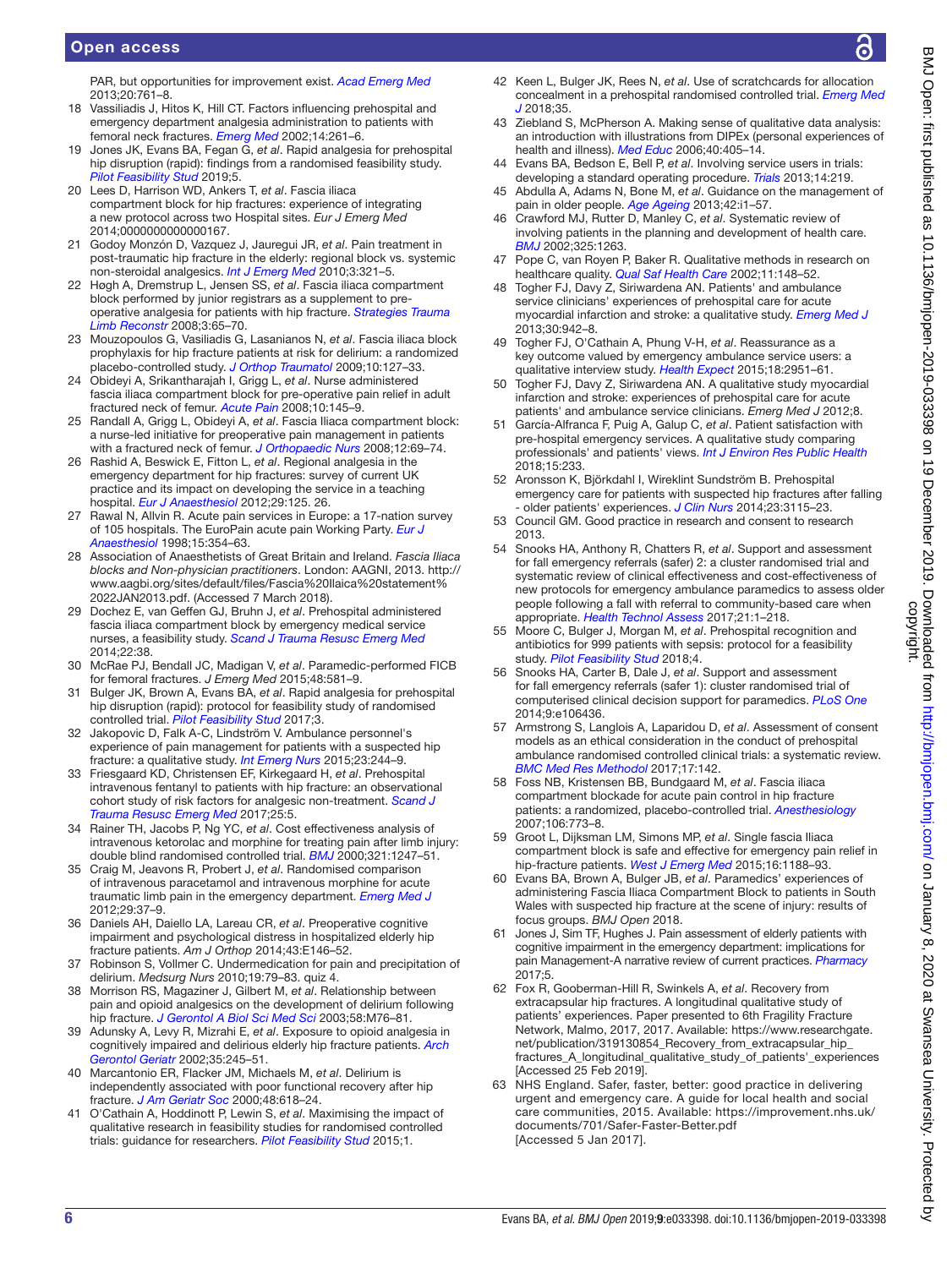PAR, but opportunities for improvement exist. *Acad Emerg Med* 2013;20:761–8.

18 Vassiliadis J, Hitos K, Hill CT. Factors influencing prehospital and emergency department analgesia administration to patients with femoral neck fractures. *Emerg Med* 2002;14:261–6.

19 Jones JK, Evans BA, Fegan G, *et al*. Rapid analgesia for prehospital hip disruption (rapid): findings from a randomised feasibility study. *Pilot Feasibility Stud* 2019;5.

20 Lees D, Harrison WD, Ankers T, *et al*. Fascia iliaca compartment block for hip fractures: experience of integrating a new protocol across two Hospital sites. *Eur J Emerg Med* 2014;0000000000000167.

21 Godoy Monzón D, Vazquez J, Jauregui JR, *et al*. Pain treatment in post-traumatic hip fracture in the elderly: regional block vs. systemic non-steroidal analgesics. *Int J Emerg Med* 2010;3:321–5.

22 Høgh A, Dremstrup L, Jensen SS, *et al*. Fascia iliaca compartment block performed by junior registrars as a supplement to pre-operative analgesia for patients with hip fracture. *Strategies Trauma Limb Reconstr* 2008;3:65–70.

23 Mouzopoulos G, Vasiliadis G, Lasanianos N, *et al*. Fascia iliaca block prophylaxis for hip fracture patients at risk for delirium: a randomized placebo-controlled study. *J Orthop Traumatol* 2009;10:127–33.

24 Obideyi A, Srikantharajah I, Grigg L, *et al*. Nurse administered fascia iliaca compartment block for pre-operative pain relief in adult fractured neck of femur. *Acute Pain* 2008;10:145–9.

25 Randall A, Grigg L, Obideyi A, *et al*. Fascia Iliaca compartment block: a nurse-led initiative for preoperative pain management in patients with a fractured neck of femur. *J Orthopaedic Nurs* 2008;12:69–74.

26 Rashid A, Beswick E, Fitton L, *et al*. Regional analgesia in the emergency department for hip fractures: survey of current UK practice and its impact on developing the service in a teaching hospital. *Eur J Anaesthesiol* 2012;29:125. 26.

27 Rawal N, Allvin R. Acute pain services in Europe: a 17-nation survey of 105 hospitals. The EuroPain acute pain Working Party. *Eur J Anaesthesiol* 1998;15:354–63.

28 Association of Anaesthetists of Great Britain and Ireland. *Fascia Iliaca blocks and Non-physician practitioners*. London: AAGNI, 2013. http://www.aagbi.org/sites/default/files/Fascia%20Ilaica%20statement%2022JAN2013.pdf. (Accessed 7 March 2018).

29 Dochez E, van Geffen GJ, Bruhn J, *et al*. Prehospital administered fascia iliaca compartment block by emergency medical service nurses, a feasibility study. *Scand J Trauma Resusc Emerg Med* 2014;22:38.

30 McRae PJ, Bendall JC, Madigan V, *et al*. Paramedic-performed FICB for femoral fractures. *J Emerg Med* 2015;48:581–9.

31 Bulger JK, Brown A, Evans BA, *et al*. Rapid analgesia for prehospital hip disruption (rapid): protocol for feasibility study of randomised controlled trial. *Pilot Feasibility Stud* 2017;3.

32 Jakopovic D, Falk A-C, Lindström V. Ambulance personnel's experience of pain management for patients with a suspected hip fracture: a qualitative study. *Int Emerg Nurs* 2015;23:244–9.

33 Friesgaard KD, Christensen EF, Kirkegaard H, *et al*. Prehospital intravenous fentanyl to patients with hip fracture: an observational cohort study of risk factors for analgesic non-treatment. *Scand J Trauma Resusc Emerg Med* 2017;25:5.

34 Rainer TH, Jacobs P, Ng YC, *et al*. Cost effectiveness analysis of intravenous ketorolac and morphine for treating pain after limb injury: double blind randomised controlled trial. *BMJ* 2000;321:1247–51.

35 Craig M, Jeavons R, Probert J, *et al*. Randomised comparison of intravenous paracetamol and intravenous morphine for acute traumatic limb pain in the emergency department. *Emerg Med J* 2012;29:37–9.

36 Daniels AH, Daiello LA, Lareau CR, *et al*. Preoperative cognitive impairment and psychological distress in hospitalized elderly hip fracture patients. *Am J Orthop* 2014;43:E146–52.

37 Robinson S, Vollmer C. Undermedication for pain and precipitation of delirium. *Medsurg Nurs* 2010;19:79–83. quiz 4.

38 Morrison RS, Magaziner J, Gilbert M, *et al*. Relationship between pain and opioid analgesics on the development of delirium following hip fracture. *J Gerontol A Biol Sci Med Sci* 2003;58:M76–81.

39 Adunsky A, Levy R, Mizrahi E, *et al*. Exposure to opioid analgesia in cognitively impaired and delirious elderly hip fracture patients. *Arch Gerontol Geriatr* 2002;35:245–51.

40 Marcantonio ER, Flacker JM, Michaels M, *et al*. Delirium is independently associated with poor functional recovery after hip fracture. *J Am Geriatr Soc* 2000;48:618–24.

41 O'Cathain A, Hoddinott P, Lewin S, *et al*. Maximising the impact of qualitative research in feasibility studies for randomised controlled trials: guidance for researchers. *Pilot Feasibility Stud* 2015;1.

42 Keen L, Bulger JK, Rees N, *et al*. Use of scratchcards for allocation concealment in a prehospital randomised controlled trial. *Emerg Med J* 2018;35.

43 Ziebland S, McPherson A. Making sense of qualitative data analysis: an introduction with illustrations from DIPEx (personal experiences of health and illness). *Med Educ* 2006;40:405–14.

44 Evans BA, Bedson E, Bell P, *et al*. Involving service users in trials: developing a standard operating procedure. *Trials* 2013;14:219.

45 Abdulla A, Adams N, Bone M, *et al*. Guidance on the management of pain in older people. *Age Ageing* 2013;42:i1–57.

46 Crawford MJ, Rutter D, Manley C, *et al*. Systematic review of involving patients in the planning and development of health care. *BMJ* 2002;325:1263.

47 Pope C, van Royen P, Baker R. Qualitative methods in research on healthcare quality. *Qual Saf Health Care* 2002;11:148–52.

48 Togher FJ, Davy Z, Siriwardena AN. Patients' and ambulance service clinicians' experiences of prehospital care for acute myocardial infarction and stroke: a qualitative study. *Emerg Med J* 2013;30:942–8.

49 Togher FJ, O'Cathain A, Phung V-H, *et al*. Reassurance as a key outcome valued by emergency ambulance service users: a qualitative interview study. *Health Expect* 2015;18:2951–61.

50 Togher FJ, Davy Z, Siriwardena AN. A qualitative study myocardial infarction and stroke: experiences of prehospital care for acute patients' and ambulance service clinicians. *Emerg Med J* 2012;8.

51 García-Alfranca F, Puig A, Galup C, *et al*. Patient satisfaction with pre-hospital emergency services. A qualitative study comparing professionals' and patients' views. *Int J Environ Res Public Health* 2018;15:233.

52 Aronsson K, Björkdahl I, Wireklint Sundström B. Prehospital emergency care for patients with suspected hip fractures after falling - older patients' experiences. *J Clin Nurs* 2014;23:3115–23.

53 Council GM. Good practice in research and consent to research 2013.

54 Snooks HA, Anthony R, Chatters R, *et al*. Support and assessment for fall emergency referrals (safer) 2: a cluster randomised trial and systematic review of clinical effectiveness and cost-effectiveness of new protocols for emergency ambulance paramedics to assess older people following a fall with referral to community-based care when appropriate. *Health Technol Assess* 2017;21:1–218.

55 Moore C, Bulger J, Morgan M, *et al*. Prehospital recognition and antibiotics for 999 patients with sepsis: protocol for a feasibility study. *Pilot Feasibility Stud* 2018;4.

56 Snooks HA, Carter B, Dale J, *et al*. Support and assessment for fall emergency referrals (safer 1): cluster randomised trial of computerised clinical decision support for paramedics. *PLoS One* 2014;9:e106436.

57 Armstrong S, Langlois A, Laparidou D, *et al*. Assessment of consent models as an ethical consideration in the conduct of prehospital ambulance randomised controlled clinical trials: a systematic review. *BMC Med Res Methodol* 2017;17:142.

58 Foss NB, Kristensen BB, Bundgaard M, *et al*. Fascia iliaca compartment blockade for acute pain control in hip fracture patients: a randomized, placebo-controlled trial. *Anesthesiology* 2007;106:773–8.

59 Groot L, Dijksman LM, Simons MP, *et al*. Single fascia Iliaca compartment block is safe and effective for emergency pain relief in hip-fracture patients. *West J Emerg Med* 2015;16:1188–93.

60 Evans BA, Brown A, Bulger JB, *et al*. Paramedics' experiences of administering Fascia Iliaca Compartment Block to patients in South Wales with suspected hip fracture at the scene of injury: results of focus groups. *BMJ Open* 2018.

61 Jones J, Sim TF, Hughes J. Pain assessment of elderly patients with cognitive impairment in the emergency department: implications for pain Management-A narrative review of current practices. *Pharmacy* 2017;5.

62 Fox R, Gooberman-Hill R, Swinkels A, *et al*. Recovery from extracapsular hip fractures. A longitudinal qualitative study of patients' experiences. Paper presented to 6th Fragility Fracture Network, Malmo, 2017, 2017. Available: https://www.researchgate.net/publication/319130854_Recovery_from_extracapsular_hip_fractures_A_longitudinal_qualitative_study_of_patients'_experiences [Accessed 25 Feb 2019].

63 NHS England. Safer, faster, better: good practice in delivering urgent and emergency care. A guide for local health and social care communities, 2015. Available: https://improvement.nhs.uk/documents/701/Safer-Faster-Better.pdf [Accessed 5 Jan 2017].